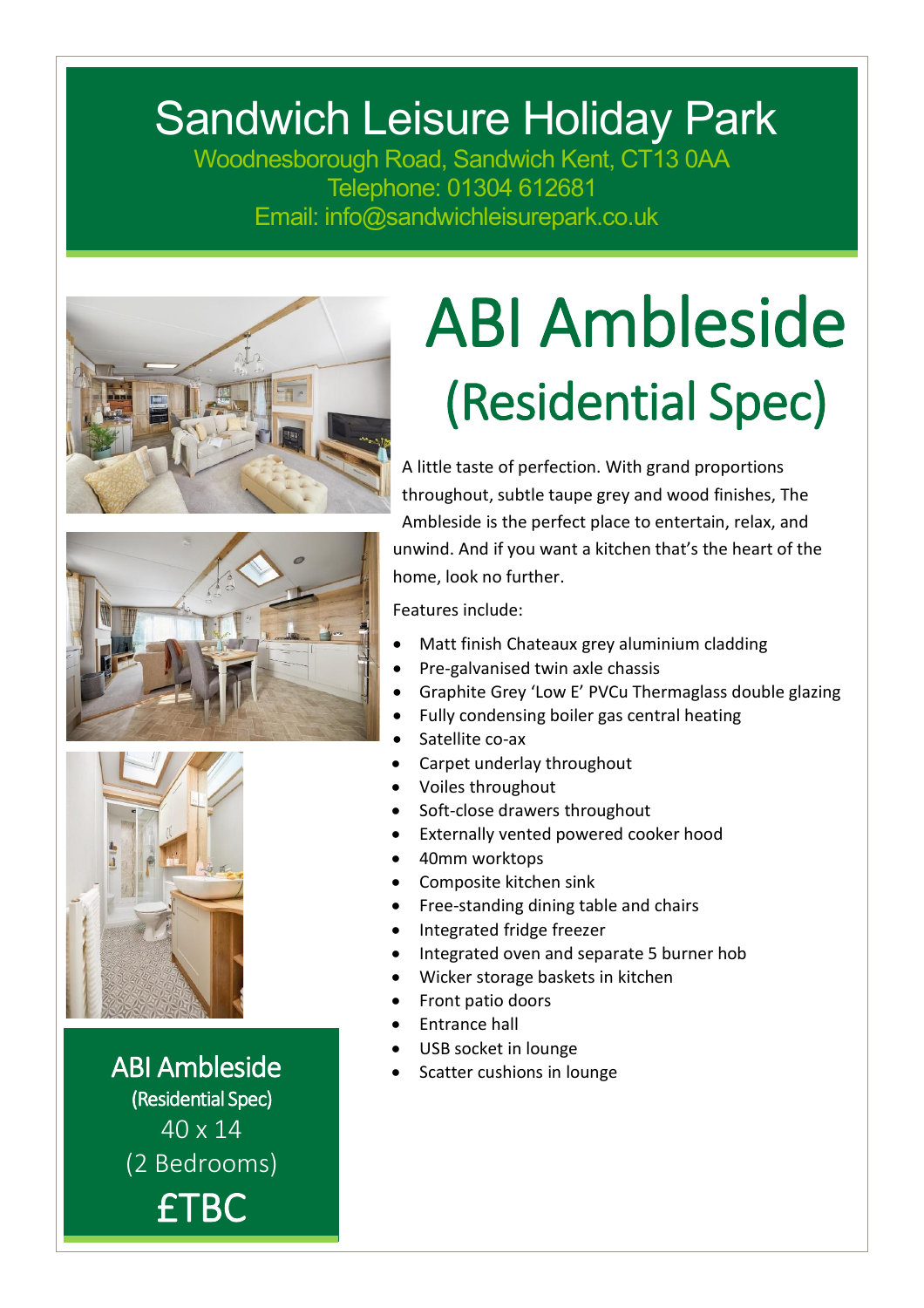# Sandwich Leisure Holiday Park

Woodnesborough Road, Sandwich Kent, CT13 0AA
Telephone: 01304 612681
Email: info@sandwichleisurepark.co.uk

# ABI Ambleside

## (Residential Spec)

A little taste of perfection. With grand proportions throughout, subtle taupe grey and wood finishes, The Ambleside is the perfect place to entertain, relax, and unwind. And if you want a kitchen that's the heart of the home, look no further.

Features include:

- Matt finish Chateaux grey aluminium cladding
- Pre-galvanised twin axle chassis
- Graphite Grey 'Low E' PVCu Thermaglass double glazing
- Fully condensing boiler gas central heating
- Satellite co-ax
- Carpet underlay throughout
- Voiles throughout
- Soft-close drawers throughout
- Externally vented powered cooker hood
- 40mm worktops
- Composite kitchen sink
- Free-standing dining table and chairs
- Integrated fridge freezer
- Integrated oven and separate 5 burner hob
- Wicker storage baskets in kitchen
- Front patio doors
- Entrance hall
- USB socket in lounge
- Scatter cushions in lounge

**ABI Ambleside**
(Residential Spec)
40 x 14
(2 Bedrooms)
£TBC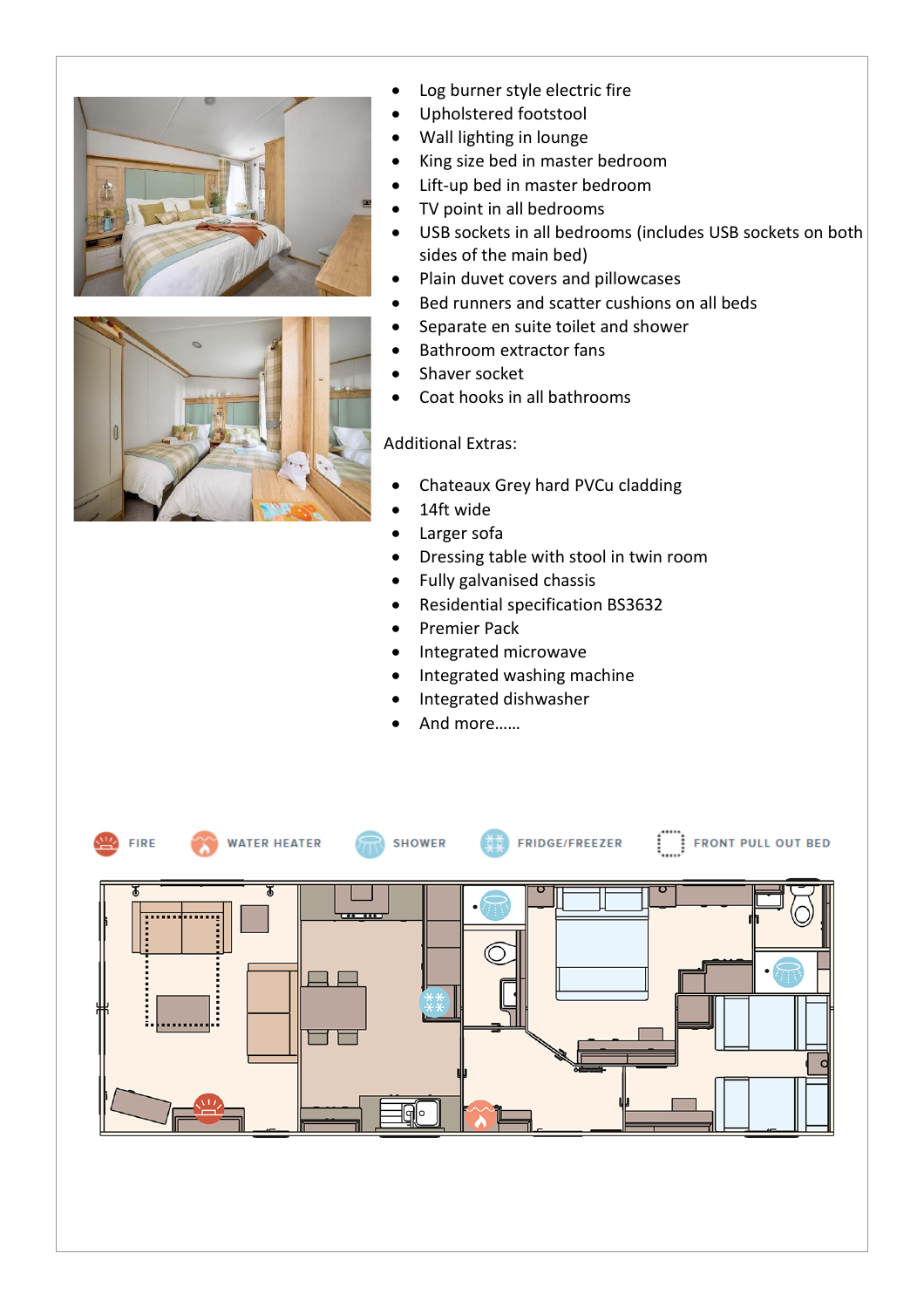- Log burner style electric fire
- Upholstered footstool
- Wall lighting in lounge
- King size bed in master bedroom
- Lift-up bed in master bedroom
- TV point in all bedrooms
- USB sockets in all bedrooms (includes USB sockets on both sides of the main bed)
- Plain duvet covers and pillowcases
- Bed runners and scatter cushions on all beds
- Separate en suite toilet and shower
- Bathroom extractor fans
- Shaver socket
- Coat hooks in all bathrooms

Additional Extras:

- Chateaux Grey hard PVCu cladding
- 14ft wide
- Larger sofa
- Dressing table with stool in twin room
- Fully galvanised chassis
- Residential specification BS3632
- Premier Pack
- Integrated microwave
- Integrated washing machine
- Integrated dishwasher
- And more……

FIRE
WATER HEATER
SHOWER
FRIDGE/FREEZER
FRONT PULL OUT BED